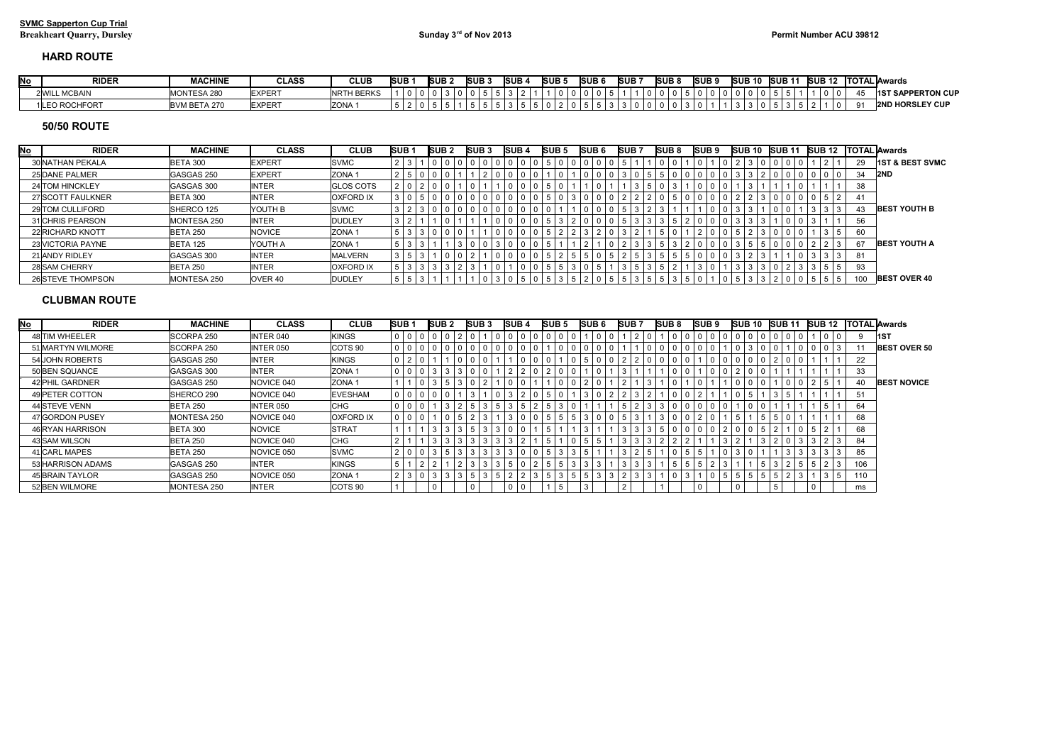**SVMC Sapperton Cup Trial**
**Breakheart Quarry, Dursley**

**Sunday 3rd of Nov 2013**

**Permit Number ACU 39812**

## HARD ROUTE

| No | RIDER | MACHINE | CLASS | CLUB | SUB 1 | | | SUB 2 | | | SUB 3 | | | SUB 4 | | | SUB 5 | | | SUB 6 | | | SUB 7 | | | SUB 8 | | | SUB 9 | | | SUB 10 | | | SUB 11 | | | SUB 12 | | | TOTAL | Awards |
|---|---|---|---|---|---|---|---|---|---|---|---|---|---|---|---|---|---|---|---|---|---|---|---|---|---|---|---|---|---|---|---|---|---|---|---|---|---|---|---|---|---|---|
| 2 | WILL MCBAIN | MONTESA 280 | EXPERT | NRTH BERKS | 1 | 0 | 0 | 0 | 3 | 0 | 0 | 5 | 5 | 3 | 2 | 1 | 1 | 0 | 0 | 0 | 0 | 5 | 1 | 1 | 0 | 0 | 0 | 5 | 0 | 0 | 0 | 0 | 0 | 0 | 5 | 5 | 1 | 1 | 0 | 0 | 45 | 1ST SAPPERTON CUP |
| 1 | LEO ROCHFORT | BVM BETA 270 | EXPERT | ZONA 1 | 5 | 2 | 0 | 5 | 5 | 1 | 5 | 5 | 5 | 3 | 5 | 5 | 0 | 2 | 0 | 5 | 5 | 3 | 3 | 0 | 0 | 0 | 0 | 3 | 0 | 1 | 1 | 3 | 3 | 0 | 5 | 3 | 5 | 2 | 1 | 0 | 91 | 2ND HORSLEY CUP |

## 50/50 ROUTE

| No | RIDER | MACHINE | CLASS | CLUB | SUB 1 | | | SUB 2 | | | SUB 3 | | | SUB 4 | | | SUB 5 | | | SUB 6 | | | SUB 7 | | | SUB 8 | | | SUB 9 | | | SUB 10 | | | SUB 11 | | | SUB 12 | | | TOTAL | Awards |
|---|---|---|---|---|---|---|---|---|---|---|---|---|---|---|---|---|---|---|---|---|---|---|---|---|---|---|---|---|---|---|---|---|---|---|---|---|---|---|---|---|---|---|
| 30 | NATHAN PEKALA | BETA 300 | EXPERT | SVMC | 2 | 3 | 1 | 0 | 0 | 0 | 0 | 0 | 0 | 0 | 0 | 0 | 5 | 0 | 0 | 0 | 0 | 0 | 5 | 1 | 1 | 0 | 0 | 1 | 0 | 1 | 0 | 2 | 3 | 0 | 0 | 0 | 0 | 1 | 2 | 1 | 29 | 1ST & BEST SVMC |
| 25 | DANE PALMER | GASGAS 250 | EXPERT | ZONA 1 | 2 | 5 | 0 | 0 | 0 | 1 | 1 | 2 | 0 | 0 | 0 | 0 | 1 | 0 | 1 | 0 | 0 | 0 | 3 | 0 | 5 | 5 | 0 | 0 | 0 | 0 | 0 | 3 | 3 | 2 | 0 | 0 | 0 | 0 | 0 | 0 | 34 | 2ND |
| 24 | TOM HINCKLEY | GASGAS 300 | INTER | GLOS COTS | 2 | 0 | 2 | 0 | 0 | 1 | 0 | 1 | 1 | 0 | 0 | 0 | 5 | 0 | 1 | 1 | 0 | 1 | 1 | 3 | 5 | 0 | 3 | 1 | 0 | 0 | 0 | 1 | 3 | 1 | 1 | 1 | 0 | 1 | 1 | 1 | 38 | |
| 27 | SCOTT FAULKNER | BETA 300 | INTER | OXFORD IX | 3 | 0 | 5 | 0 | 0 | 0 | 0 | 0 | 0 | 0 | 0 | 0 | 0 | 5 | 0 | 3 | 0 | 0 | 0 | 2 | 2 | 2 | 0 | 5 | 0 | 0 | 0 | 0 | 2 | 2 | 3 | 0 | 0 | 0 | 5 | 2 | 41 | |
| 29 | TOM CULLIFORD | SHERCO 125 | YOUTH B | SVMC | 3 | 2 | 3 | 0 | 0 | 0 | 0 | 0 | 0 | 0 | 0 | 0 | 0 | 1 | 1 | 0 | 0 | 0 | 5 | 3 | 2 | 3 | 1 | 1 | 1 | 0 | 0 | 3 | 3 | 1 | 0 | 0 | 1 | 3 | 3 | 3 | 43 | BEST YOUTH B |
| 31 | CHRIS PEARSON | MONTESA 250 | INTER | DUDLEY | 3 | 2 | 1 | 1 | 0 | 1 | 1 | 1 | 0 | 0 | 0 | 0 | 5 | 3 | 2 | 0 | 0 | 0 | 5 | 3 | 3 | 3 | 5 | 2 | 0 | 0 | 0 | 3 | 3 | 3 | 1 | 0 | 0 | 3 | 1 | 1 | 56 | |
| 22 | RICHARD KNOTT | BETA 250 | NOVICE | ZONA 1 | 5 | 3 | 3 | 0 | 0 | 0 | 1 | 1 | 1 | 0 | 0 | 0 | 0 | 5 | 2 | 2 | 3 | 2 | 0 | 3 | 2 | 1 | 5 | 0 | 1 | 2 | 0 | 0 | 5 | 2 | 3 | 0 | 0 | 1 | 3 | 5 | 60 | |
| 23 | VICTORIA PAYNE | BETA 125 | YOUTH A | ZONA 1 | 5 | 3 | 3 | 1 | 1 | 3 | 0 | 0 | 3 | 0 | 0 | 0 | 5 | 1 | 1 | 2 | 1 | 0 | 2 | 3 | 3 | 5 | 3 | 2 | 0 | 0 | 0 | 3 | 5 | 5 | 0 | 0 | 0 | 2 | 2 | 3 | 67 | BEST YOUTH A |
| 21 | ANDY RIDLEY | GASGAS 300 | INTER | MALVERN | 3 | 5 | 3 | 1 | 0 | 0 | 2 | 1 | 0 | 0 | 0 | 0 | 5 | 2 | 5 | 5 | 0 | 5 | 2 | 5 | 3 | 5 | 5 | 5 | 0 | 0 | 0 | 3 | 2 | 3 | 1 | 1 | 0 | 3 | 3 | 3 | 81 | |
| 28 | SAM CHERRY | BETA 250 | INTER | OXFORD IX | 5 | 3 | 3 | 3 | 3 | 2 | 3 | 1 | 0 | 1 | 0 | 0 | 5 | 5 | 3 | 0 | 5 | 1 | 3 | 5 | 3 | 5 | 2 | 1 | 3 | 0 | 1 | 3 | 3 | 3 | 0 | 2 | 3 | 3 | 5 | 5 | 93 | |
| 26 | STEVE THOMPSON | MONTESA 250 | OVER 40 | DUDLEY | 5 | 5 | 3 | 1 | 1 | 1 | 1 | 0 | 3 | 0 | 5 | 0 | 5 | 3 | 5 | 2 | 0 | 5 | 5 | 3 | 5 | 5 | 3 | 5 | 0 | 1 | 0 | 5 | 3 | 3 | 2 | 0 | 0 | 5 | 5 | 5 | 100 | BEST OVER 40 |

## CLUBMAN ROUTE

| No | RIDER | MACHINE | CLASS | CLUB | SUB 1 | | | SUB 2 | | | SUB 3 | | | SUB 4 | | | SUB 5 | | | SUB 6 | | | SUB 7 | | | SUB 8 | | | SUB 9 | | | SUB 10 | | | SUB 11 | | | SUB 12 | | | TOTAL | Awards |
|---|---|---|---|---|---|---|---|---|---|---|---|---|---|---|---|---|---|---|---|---|---|---|---|---|---|---|---|---|---|---|---|---|---|---|---|---|---|---|---|---|---|---|
| 48 | TIM WHEELER | SCORPA 250 | INTER 040 | KINGS | 0 | 0 | 0 | 0 | 0 | 2 | 0 | 1 | 0 | 0 | 0 | 0 | 0 | 0 | 0 | 1 | 0 | 0 | 1 | 2 | 0 | 1 | 0 | 0 | 0 | 0 | 0 | 0 | 0 | 0 | 0 | 0 | 0 | 1 | 0 | 0 | 9 | 1ST |
| 51 | MARTYN WILMORE | SCORPA 250 | INTER 050 | COTS 90 | 0 | 0 | 0 | 0 | 0 | 0 | 0 | 0 | 0 | 0 | 0 | 0 | 1 | 0 | 0 | 0 | 0 | 0 | 1 | 1 | 0 | 0 | 0 | 0 | 0 | 0 | 1 | 0 | 3 | 0 | 0 | 1 | 0 | 0 | 0 | 3 | 11 | BEST OVER 50 |
| 54 | JOHN ROBERTS | GASGAS 250 | INTER | KINGS | 0 | 2 | 0 | 1 | 1 | 0 | 0 | 0 | 1 | 1 | 0 | 0 | 0 | 1 | 0 | 5 | 0 | 0 | 2 | 2 | 0 | 0 | 0 | 0 | 1 | 0 | 0 | 0 | 0 | 0 | 2 | 0 | 0 | 1 | 1 | 1 | 22 | |
| 50 | BEN SQUANCE | GASGAS 300 | INTER | ZONA 1 | 0 | 0 | 0 | 3 | 3 | 3 | 0 | 0 | 1 | 2 | 2 | 0 | 2 | 0 | 0 | 1 | 0 | 1 | 3 | 1 | 1 | 1 | 0 | 0 | 1 | 0 | 0 | 2 | 0 | 0 | 1 | 1 | 1 | 1 | 1 | 1 | 33 | |
| 42 | PHIL GARDNER | GASGAS 250 | NOVICE 040 | ZONA 1 | 1 | 1 | 0 | 3 | 5 | 3 | 0 | 2 | 1 | 0 | 0 | 1 | 1 | 0 | 0 | 2 | 0 | 1 | 2 | 1 | 3 | 1 | 0 | 1 | 0 | 1 | 1 | 0 | 0 | 0 | 1 | 0 | 0 | 2 | 5 | 1 | 40 | BEST NOVICE |
| 49 | PETER COTTON | SHERCO 290 | NOVICE 040 | EVESHAM | 0 | 0 | 0 | 0 | 0 | 1 | 3 | 1 | 0 | 3 | 2 | 0 | 5 | 0 | 1 | 3 | 0 | 2 | 2 | 3 | 2 | 1 | 0 | 0 | 2 | 1 | 1 | 0 | 5 | 1 | 3 | 5 | 1 | 1 | 1 | 1 | 51 | |
| 44 | STEVE VENN | BETA 250 | INTER 050 | CHG | 0 | 0 | 0 | 1 | 3 | 2 | 5 | 3 | 5 | 3 | 5 | 2 | 5 | 3 | 0 | 1 | 1 | 1 | 5 | 2 | 3 | 3 | 0 | 0 | 0 | 0 | 0 | 1 | 0 | 0 | 1 | 1 | 1 | 1 | 5 | 1 | 64 | |
| 47 | GORDON PUSEY | MONTESA 250 | NOVICE 040 | OXFORD IX | 0 | 0 | 0 | 1 | 0 | 5 | 2 | 3 | 1 | 3 | 0 | 0 | 5 | 5 | 5 | 3 | 0 | 0 | 5 | 3 | 1 | 3 | 0 | 0 | 2 | 0 | 1 | 5 | 1 | 5 | 5 | 0 | 1 | 1 | 1 | 1 | 68 | |
| 46 | RYAN HARRISON | BETA 300 | NOVICE | STRAT | 1 | 1 | 1 | 3 | 3 | 3 | 5 | 3 | 3 | 0 | 0 | 1 | 5 | 1 | 1 | 3 | 1 | 1 | 3 | 3 | 3 | 5 | 0 | 0 | 0 | 0 | 2 | 0 | 0 | 5 | 2 | 1 | 0 | 5 | 2 | 1 | 68 | |
| 43 | SAM WILSON | BETA 250 | NOVICE 040 | CHG | 2 | 1 | 1 | 3 | 3 | 3 | 3 | 3 | 3 | 3 | 2 | 1 | 5 | 1 | 0 | 5 | 5 | 1 | 3 | 3 | 3 | 2 | 2 | 2 | 1 | 1 | 3 | 2 | 1 | 3 | 2 | 0 | 3 | 3 | 2 | 3 | 84 | |
| 41 | CARL MAPES | BETA 250 | NOVICE 050 | SVMC | 2 | 0 | 0 | 3 | 5 | 3 | 3 | 3 | 3 | 3 | 0 | 0 | 5 | 3 | 3 | 5 | 1 | 3 | 2 | 5 | 1 | 0 | 5 | 5 | 1 | 0 | 3 | 0 | 1 | 1 | 3 | 3 | 3 | 3 | 3 | 3 | 85 | |
| 53 | HARRISON ADAMS | GASGAS 250 | INTER | KINGS | 5 | 1 | 2 | 2 | 1 | 2 | 3 | 3 | 3 | 5 | 0 | 2 | 5 | 5 | 3 | 3 | 3 | 1 | 3 | 3 | 3 | 1 | 5 | 5 | 5 | 2 | 3 | 1 | 1 | 5 | 3 | 2 | 5 | 5 | 2 | 3 | 106 | |
| 45 | BRAIN TAYLOR | GASGAS 250 | NOVICE 050 | ZONA 1 | 2 | 3 | 0 | 3 | 3 | 3 | 5 | 3 | 5 | 2 | 2 | 3 | 5 | 3 | 5 | 5 | 3 | 3 | 2 | 3 | 3 | 1 | 0 | 3 | 1 | 0 | 5 | 5 | 5 | 5 | 5 | 2 | 3 | 1 | 3 | 5 | 110 | |
| 52 | BEN WILMORE | MONTESA 250 | INTER | COTS 90 | 1 | | | | 0 | | 0 | | | | 0 | 0 | | 1 | 5 | | 3 | | 2 | | | 1 | | | 0 | | | 0 | | | 5 | | | 0 | | | ms | |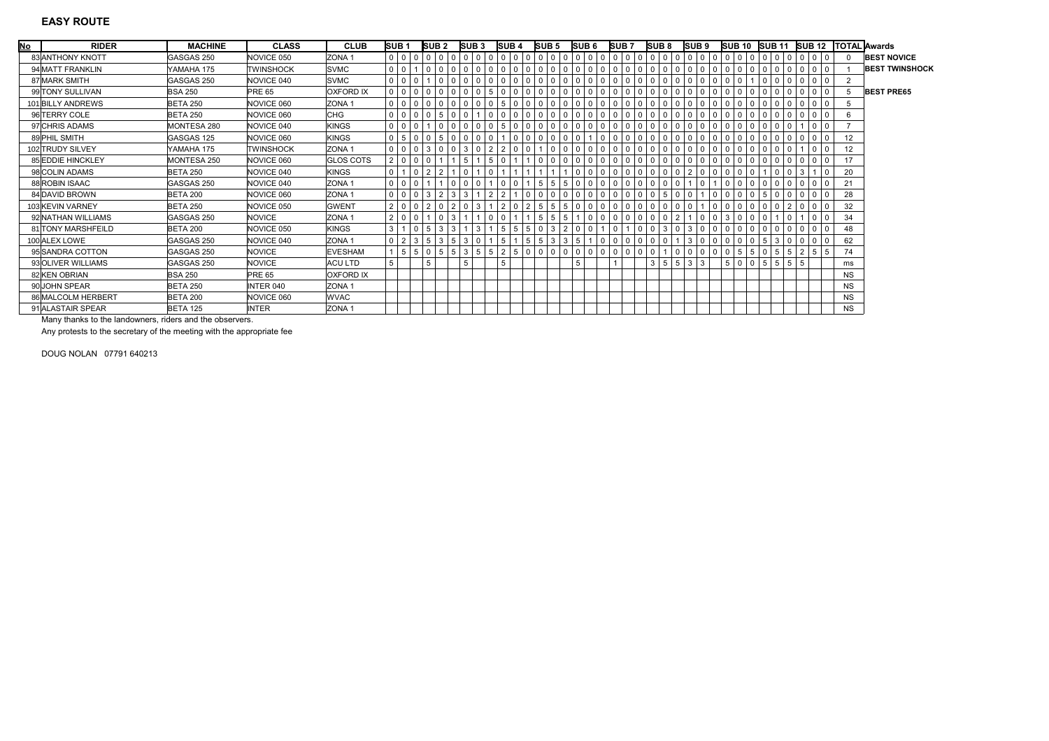**EASY ROUTE**

| No | RIDER | MACHINE | CLASS | CLUB | SUB 1 | | | SUB 2 | | | SUB 3 | | | SUB 4 | | | SUB 5 | | | SUB 6 | | | SUB 7 | | | SUB 8 | | | SUB 9 | | | SUB 10 | | | SUB 11 | | | SUB 12 | | | TOTAL | Awards |
|---|---|---|---|---|---|---|---|---|---|---|---|---|---|---|---|---|---|---|---|---|---|---|---|---|---|---|---|---|---|---|---|---|---|---|---|---|---|---|---|---|---|---|
| 83 | ANTHONY KNOTT | GASGAS 250 | NOVICE 050 | ZONA 1 | 0 | 0 | 0 | 0 | 0 | 0 | 0 | 0 | 0 | 0 | 0 | 0 | 0 | 0 | 0 | 0 | 0 | 0 | 0 | 0 | 0 | 0 | 0 | 0 | 0 | 0 | 0 | 0 | 0 | 0 | 0 | 0 | 0 | 0 | 0 | 0 | 0 | 0 | BEST NOVICE |
| 94 | MATT FRANKLIN | YAMAHA 175 | TWINSHOCK | SVMC | 0 | 0 | 1 | 0 | 0 | 0 | 0 | 0 | 0 | 0 | 0 | 0 | 0 | 0 | 0 | 0 | 0 | 0 | 0 | 0 | 0 | 0 | 0 | 0 | 0 | 0 | 0 | 0 | 0 | 0 | 0 | 0 | 0 | 0 | 0 | 0 | 0 | 1 | BEST TWINSHOCK |
| 87 | MARK SMITH | GASGAS 250 | NOVICE 040 | SVMC | 0 | 0 | 0 | 1 | 0 | 0 | 0 | 0 | 0 | 0 | 0 | 0 | 0 | 0 | 0 | 0 | 0 | 0 | 0 | 0 | 0 | 0 | 0 | 0 | 0 | 0 | 0 | 0 | 0 | 1 | 0 | 0 | 0 | 0 | 0 | 0 | 0 | 2 | |
| 99 | TONY SULLIVAN | BSA 250 | PRE 65 | OXFORD IX | 0 | 0 | 0 | 0 | 0 | 0 | 0 | 0 | 0 | 5 | 0 | 0 | 0 | 0 | 0 | 0 | 0 | 0 | 0 | 0 | 0 | 0 | 0 | 0 | 0 | 0 | 0 | 0 | 0 | 0 | 0 | 0 | 0 | 0 | 0 | 0 | 0 | 5 | BEST PRE65 |
| 101 | BILLY ANDREWS | BETA 250 | NOVICE 060 | ZONA 1 | 0 | 0 | 0 | 0 | 0 | 0 | 0 | 0 | 0 | 0 | 5 | 0 | 0 | 0 | 0 | 0 | 0 | 0 | 0 | 0 | 0 | 0 | 0 | 0 | 0 | 0 | 0 | 0 | 0 | 0 | 0 | 0 | 0 | 0 | 0 | 0 | 0 | 5 | |
| 96 | TERRY COLE | BETA 250 | NOVICE 060 | CHG | 0 | 0 | 0 | 0 | 5 | 0 | 0 | 1 | 0 | 0 | 0 | 0 | 0 | 0 | 0 | 0 | 0 | 0 | 0 | 0 | 0 | 0 | 0 | 0 | 0 | 0 | 0 | 0 | 0 | 0 | 0 | 0 | 0 | 0 | 0 | 0 | 0 | 6 | |
| 97 | CHRIS ADAMS | MONTESA 280 | NOVICE 040 | KINGS | 0 | 0 | 0 | 1 | 0 | 0 | 0 | 0 | 0 | 0 | 5 | 0 | 0 | 0 | 0 | 0 | 0 | 0 | 0 | 0 | 0 | 0 | 0 | 0 | 0 | 0 | 0 | 0 | 0 | 0 | 0 | 0 | 0 | 1 | 0 | 0 | 0 | 7 | |
| 89 | PHIL SMITH | GASGAS 125 | NOVICE 060 | KINGS | 0 | 5 | 0 | 0 | 5 | 0 | 0 | 0 | 0 | 1 | 0 | 0 | 0 | 0 | 0 | 0 | 0 | 1 | 0 | 0 | 0 | 0 | 0 | 0 | 0 | 0 | 0 | 0 | 0 | 0 | 0 | 0 | 0 | 0 | 0 | 0 | 0 | 12 | |
| 102 | TRUDY SILVEY | YAMAHA 175 | TWINSHOCK | ZONA 1 | 0 | 0 | 0 | 3 | 0 | 0 | 3 | 0 | 2 | 2 | 0 | 0 | 1 | 0 | 0 | 0 | 0 | 0 | 0 | 0 | 0 | 0 | 0 | 0 | 0 | 0 | 0 | 0 | 0 | 0 | 0 | 0 | 0 | 1 | 0 | 0 | 0 | 12 | |
| 85 | EDDIE HINCKLEY | MONTESA 250 | NOVICE 060 | GLOS COTS | 2 | 0 | 0 | 0 | 1 | 1 | 5 | 1 | 5 | 0 | 1 | 1 | 0 | 0 | 0 | 0 | 0 | 0 | 0 | 0 | 0 | 0 | 0 | 0 | 0 | 0 | 0 | 0 | 0 | 0 | 0 | 0 | 0 | 0 | 0 | 0 | 0 | 17 | |
| 98 | COLIN ADAMS | BETA 250 | NOVICE 040 | KINGS | 0 | 1 | 0 | 2 | 2 | 1 | 0 | 1 | 0 | 1 | 1 | 1 | 1 | 1 | 1 | 0 | 0 | 0 | 0 | 0 | 0 | 0 | 0 | 0 | 2 | 0 | 0 | 0 | 0 | 0 | 1 | 0 | 0 | 3 | 1 | 0 | 0 | 20 | |
| 88 | ROBIN ISAAC | GASGAS 250 | NOVICE 040 | ZONA 1 | 0 | 0 | 0 | 1 | 1 | 0 | 0 | 0 | 1 | 0 | 0 | 1 | 5 | 5 | 5 | 0 | 0 | 0 | 0 | 0 | 0 | 0 | 0 | 0 | 1 | 0 | 1 | 0 | 0 | 0 | 0 | 0 | 0 | 0 | 0 | 0 | 0 | 21 | |
| 84 | DAVID BROWN | BETA 200 | NOVICE 060 | ZONA 1 | 0 | 0 | 0 | 3 | 2 | 3 | 3 | 1 | 2 | 2 | 1 | 0 | 0 | 0 | 0 | 0 | 0 | 0 | 0 | 0 | 0 | 0 | 5 | 0 | 0 | 1 | 0 | 0 | 0 | 0 | 5 | 0 | 0 | 0 | 0 | 0 | 0 | 28 | |
| 103 | KEVIN VARNEY | BETA 250 | NOVICE 050 | GWENT | 2 | 0 | 0 | 2 | 0 | 2 | 0 | 3 | 1 | 2 | 0 | 2 | 5 | 5 | 5 | 0 | 0 | 0 | 0 | 0 | 0 | 0 | 0 | 0 | 0 | 1 | 0 | 0 | 0 | 0 | 0 | 0 | 2 | 0 | 0 | 0 | 0 | 32 | |
| 92 | NATHAN WILLIAMS | GASGAS 250 | NOVICE | ZONA 1 | 2 | 0 | 0 | 1 | 0 | 3 | 1 | 1 | 0 | 0 | 1 | 1 | 5 | 5 | 5 | 1 | 0 | 0 | 0 | 0 | 0 | 0 | 0 | 2 | 1 | 0 | 0 | 3 | 0 | 0 | 0 | 1 | 0 | 1 | 0 | 0 | 0 | 34 | |
| 81 | TONY MARSHFEILD | BETA 200 | NOVICE 050 | KINGS | 3 | 1 | 0 | 5 | 3 | 3 | 1 | 3 | 1 | 5 | 5 | 5 | 0 | 3 | 2 | 0 | 0 | 1 | 0 | 1 | 0 | 0 | 3 | 0 | 3 | 0 | 0 | 0 | 0 | 0 | 0 | 0 | 0 | 0 | 0 | 0 | 0 | 48 | |
| 100 | ALEX LOWE | GASGAS 250 | NOVICE 040 | ZONA 1 | 0 | 2 | 3 | 5 | 3 | 5 | 3 | 0 | 1 | 5 | 1 | 5 | 5 | 3 | 3 | 5 | 1 | 0 | 0 | 0 | 0 | 0 | 0 | 1 | 3 | 0 | 0 | 0 | 0 | 0 | 5 | 3 | 0 | 0 | 0 | 0 | 0 | 62 | |
| 95 | SANDRA COTTON | GASGAS 250 | NOVICE | EVESHAM | 1 | 5 | 5 | 0 | 5 | 5 | 3 | 5 | 5 | 2 | 5 | 0 | 0 | 0 | 0 | 0 | 0 | 0 | 0 | 0 | 0 | 0 | 1 | 0 | 0 | 0 | 0 | 0 | 5 | 5 | 0 | 5 | 5 | 2 | 5 | 5 | 0 | 74 | |
| 93 | OLIVER WILLIAMS | GASGAS 250 | NOVICE | ACU LTD | 5 | | | 5 | | | 5 | | | 5 | | | | | | 5 | | | 1 | | | 3 | 5 | 5 | 3 | 3 | | 5 | 0 | 0 | 5 | 5 | 5 | 5 | | | | ms | |
| 82 | KEN OBRIAN | BSA 250 | PRE 65 | OXFORD IX | | | | | | | | | | | | | | | | | | | | | | | | | | | | | | | | | | | | | | NS | |
| 90 | JOHN SPEAR | BETA 250 | INTER 040 | ZONA 1 | | | | | | | | | | | | | | | | | | | | | | | | | | | | | | | | | | | | | | NS | |
| 86 | MALCOLM HERBERT | BETA 200 | NOVICE 060 | WVAC | | | | | | | | | | | | | | | | | | | | | | | | | | | | | | | | | | | | | | NS | |
| 91 | ALASTAIR SPEAR | BETA 125 | INTER | ZONA 1 | | | | | | | | | | | | | | | | | | | | | | | | | | | | | | | | | | | | | | NS | |

Many thanks to the landowners, riders and the observers.

Any protests to the secretary of the meeting with the appropriate fee

DOUG NOLAN 07791 640213